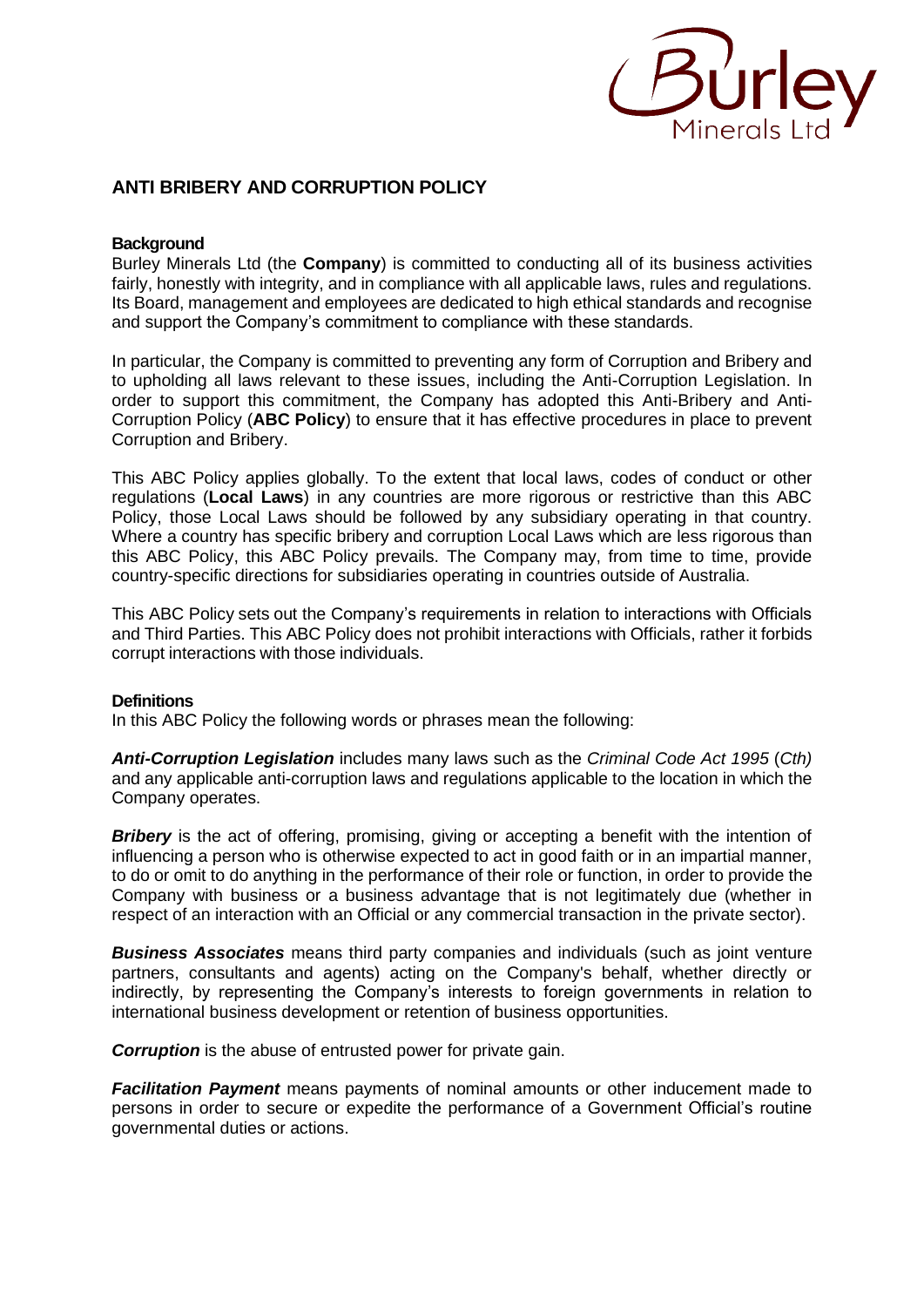# ANTI BRIBERY AND CORRUPTION POLICY

**Background**

Burley Minerals Ltd (the **Company**) is committed to conducting all of its business activities fairly, honestly with integrity, and in compliance with all applicable laws, rules and regulations. Its Board, management and employees are dedicated to high ethical standards and recognise and support the Company's commitment to compliance with these standards.

In particular, the Company is committed to preventing any form of Corruption and Bribery and to upholding all laws relevant to these issues, including the Anti-Corruption Legislation. In order to support this commitment, the Company has adopted this Anti-Bribery and Anti-Corruption Policy (**ABC Policy**) to ensure that it has effective procedures in place to prevent Corruption and Bribery.

This ABC Policy applies globally. To the extent that local laws, codes of conduct or other regulations (**Local Laws**) in any countries are more rigorous or restrictive than this ABC Policy, those Local Laws should be followed by any subsidiary operating in that country. Where a country has specific bribery and corruption Local Laws which are less rigorous than this ABC Policy, this ABC Policy prevails. The Company may, from time to time, provide country-specific directions for subsidiaries operating in countries outside of Australia.

This ABC Policy sets out the Company's requirements in relation to interactions with Officials and Third Parties. This ABC Policy does not prohibit interactions with Officials, rather it forbids corrupt interactions with those individuals.

**Definitions**

In this ABC Policy the following words or phrases mean the following:

***Anti-Corruption Legislation*** includes many laws such as the *Criminal Code Act 1995* (*Cth)* and any applicable anti-corruption laws and regulations applicable to the location in which the Company operates.

***Bribery*** is the act of offering, promising, giving or accepting a benefit with the intention of influencing a person who is otherwise expected to act in good faith or in an impartial manner, to do or omit to do anything in the performance of their role or function, in order to provide the Company with business or a business advantage that is not legitimately due (whether in respect of an interaction with an Official or any commercial transaction in the private sector).

***Business Associates*** means third party companies and individuals (such as joint venture partners, consultants and agents) acting on the Company's behalf, whether directly or indirectly, by representing the Company's interests to foreign governments in relation to international business development or retention of business opportunities.

***Corruption*** is the abuse of entrusted power for private gain.

***Facilitation Payment*** means payments of nominal amounts or other inducement made to persons in order to secure or expedite the performance of a Government Official's routine governmental duties or actions.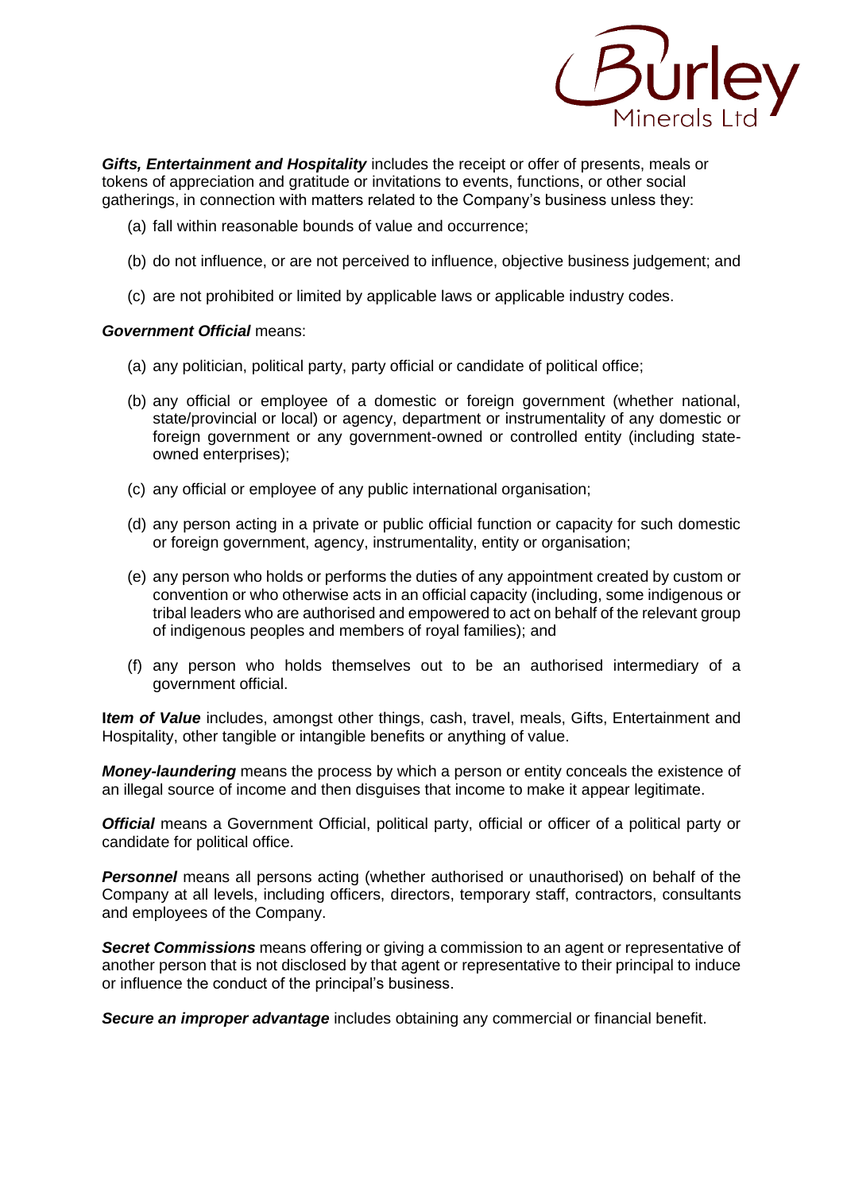***Gifts, Entertainment and Hospitality*** includes the receipt or offer of presents, meals or tokens of appreciation and gratitude or invitations to events, functions, or other social gatherings, in connection with matters related to the Company's business unless they:

(a) fall within reasonable bounds of value and occurrence;

(b) do not influence, or are not perceived to influence, objective business judgement; and

(c) are not prohibited or limited by applicable laws or applicable industry codes.

***Government Official*** means:

(a) any politician, political party, party official or candidate of political office;

(b) any official or employee of a domestic or foreign government (whether national, state/provincial or local) or agency, department or instrumentality of any domestic or foreign government or any government-owned or controlled entity (including state-owned enterprises);

(c) any official or employee of any public international organisation;

(d) any person acting in a private or public official function or capacity for such domestic or foreign government, agency, instrumentality, entity or organisation;

(e) any person who holds or performs the duties of any appointment created by custom or convention or who otherwise acts in an official capacity (including, some indigenous or tribal leaders who are authorised and empowered to act on behalf of the relevant group of indigenous peoples and members of royal families); and

(f) any person who holds themselves out to be an authorised intermediary of a government official.

**I*tem of Value*** includes, amongst other things, cash, travel, meals, Gifts, Entertainment and Hospitality, other tangible or intangible benefits or anything of value.

***Money-laundering*** means the process by which a person or entity conceals the existence of an illegal source of income and then disguises that income to make it appear legitimate.

***Official*** means a Government Official, political party, official or officer of a political party or candidate for political office.

***Personnel*** means all persons acting (whether authorised or unauthorised) on behalf of the Company at all levels, including officers, directors, temporary staff, contractors, consultants and employees of the Company.

***Secret Commissions*** means offering or giving a commission to an agent or representative of another person that is not disclosed by that agent or representative to their principal to induce or influence the conduct of the principal's business.

***Secure an improper advantage*** includes obtaining any commercial or financial benefit.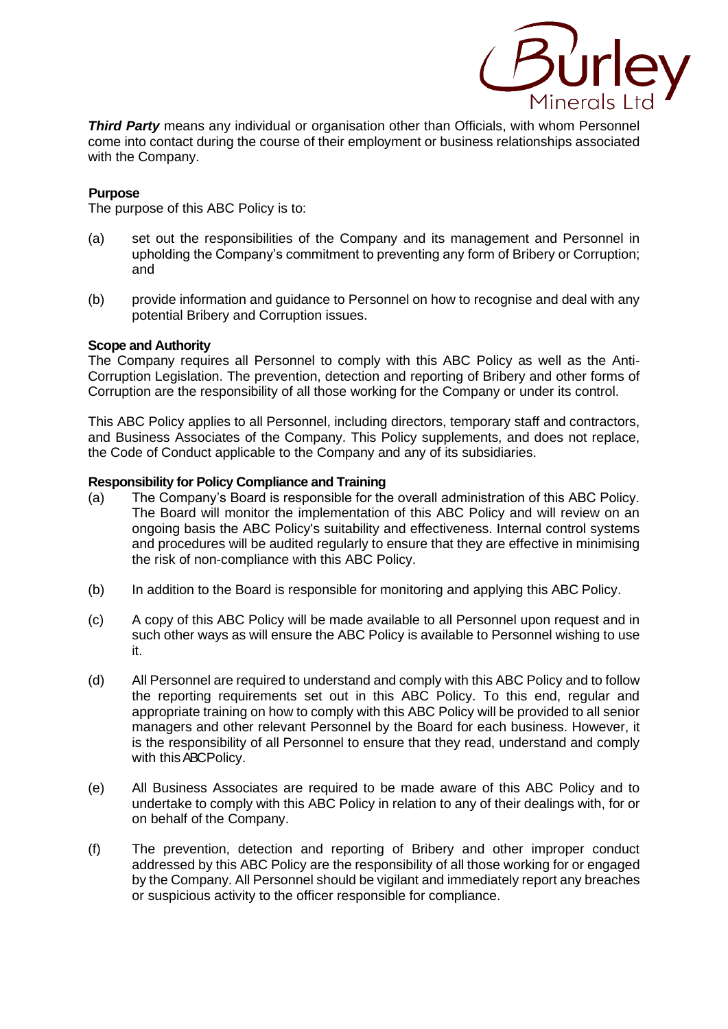***Third Party*** means any individual or organisation other than Officials, with whom Personnel come into contact during the course of their employment or business relationships associated with the Company.

**Purpose**

The purpose of this ABC Policy is to:

(a) set out the responsibilities of the Company and its management and Personnel in upholding the Company's commitment to preventing any form of Bribery or Corruption; and

(b) provide information and guidance to Personnel on how to recognise and deal with any potential Bribery and Corruption issues.

**Scope and Authority**

The Company requires all Personnel to comply with this ABC Policy as well as the Anti-Corruption Legislation. The prevention, detection and reporting of Bribery and other forms of Corruption are the responsibility of all those working for the Company or under its control.

This ABC Policy applies to all Personnel, including directors, temporary staff and contractors, and Business Associates of the Company. This Policy supplements, and does not replace, the Code of Conduct applicable to the Company and any of its subsidiaries.

**Responsibility for Policy Compliance and Training**

(a) The Company's Board is responsible for the overall administration of this ABC Policy. The Board will monitor the implementation of this ABC Policy and will review on an ongoing basis the ABC Policy's suitability and effectiveness. Internal control systems and procedures will be audited regularly to ensure that they are effective in minimising the risk of non-compliance with this ABC Policy.

(b) In addition to the Board is responsible for monitoring and applying this ABC Policy.

(c) A copy of this ABC Policy will be made available to all Personnel upon request and in such other ways as will ensure the ABC Policy is available to Personnel wishing to use it.

(d) All Personnel are required to understand and comply with this ABC Policy and to follow the reporting requirements set out in this ABC Policy. To this end, regular and appropriate training on how to comply with this ABC Policy will be provided to all senior managers and other relevant Personnel by the Board for each business. However, it is the responsibility of all Personnel to ensure that they read, understand and comply with this ABC Policy.

(e) All Business Associates are required to be made aware of this ABC Policy and to undertake to comply with this ABC Policy in relation to any of their dealings with, for or on behalf of the Company.

(f) The prevention, detection and reporting of Bribery and other improper conduct addressed by this ABC Policy are the responsibility of all those working for or engaged by the Company. All Personnel should be vigilant and immediately report any breaches or suspicious activity to the officer responsible for compliance.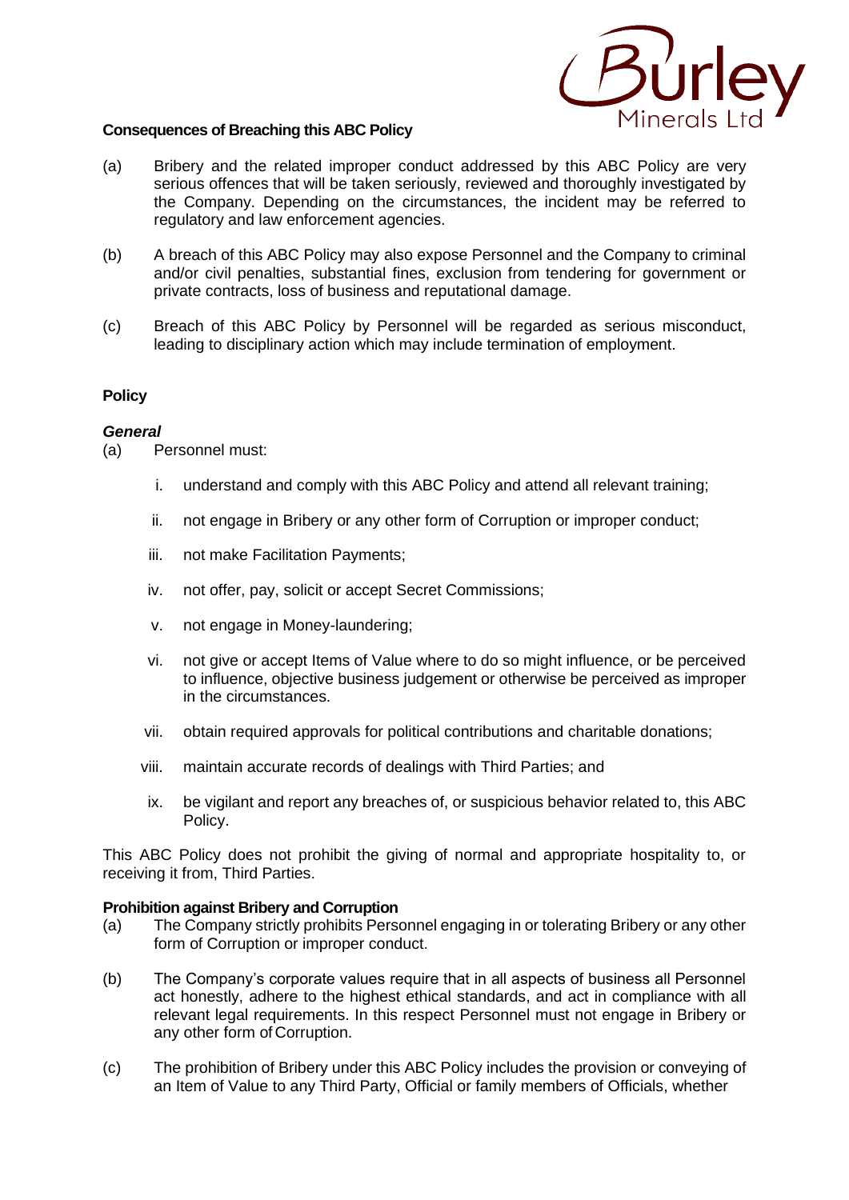**Consequences of Breaching this ABC Policy**

(a) Bribery and the related improper conduct addressed by this ABC Policy are very serious offences that will be taken seriously, reviewed and thoroughly investigated by the Company. Depending on the circumstances, the incident may be referred to regulatory and law enforcement agencies.

(b) A breach of this ABC Policy may also expose Personnel and the Company to criminal and/or civil penalties, substantial fines, exclusion from tendering for government or private contracts, loss of business and reputational damage.

(c) Breach of this ABC Policy by Personnel will be regarded as serious misconduct, leading to disciplinary action which may include termination of employment.

**Policy**

***General***

(a) Personnel must:

  i. understand and comply with this ABC Policy and attend all relevant training;

  ii. not engage in Bribery or any other form of Corruption or improper conduct;

  iii. not make Facilitation Payments;

  iv. not offer, pay, solicit or accept Secret Commissions;

  v. not engage in Money-laundering;

  vi. not give or accept Items of Value where to do so might influence, or be perceived to influence, objective business judgement or otherwise be perceived as improper in the circumstances.

  vii. obtain required approvals for political contributions and charitable donations;

  viii. maintain accurate records of dealings with Third Parties; and

  ix. be vigilant and report any breaches of, or suspicious behavior related to, this ABC Policy.

This ABC Policy does not prohibit the giving of normal and appropriate hospitality to, or receiving it from, Third Parties.

**Prohibition against Bribery and Corruption**

(a) The Company strictly prohibits Personnel engaging in or tolerating Bribery or any other form of Corruption or improper conduct.

(b) The Company's corporate values require that in all aspects of business all Personnel act honestly, adhere to the highest ethical standards, and act in compliance with all relevant legal requirements. In this respect Personnel must not engage in Bribery or any other form of Corruption.

(c) The prohibition of Bribery under this ABC Policy includes the provision or conveying of an Item of Value to any Third Party, Official or family members of Officials, whether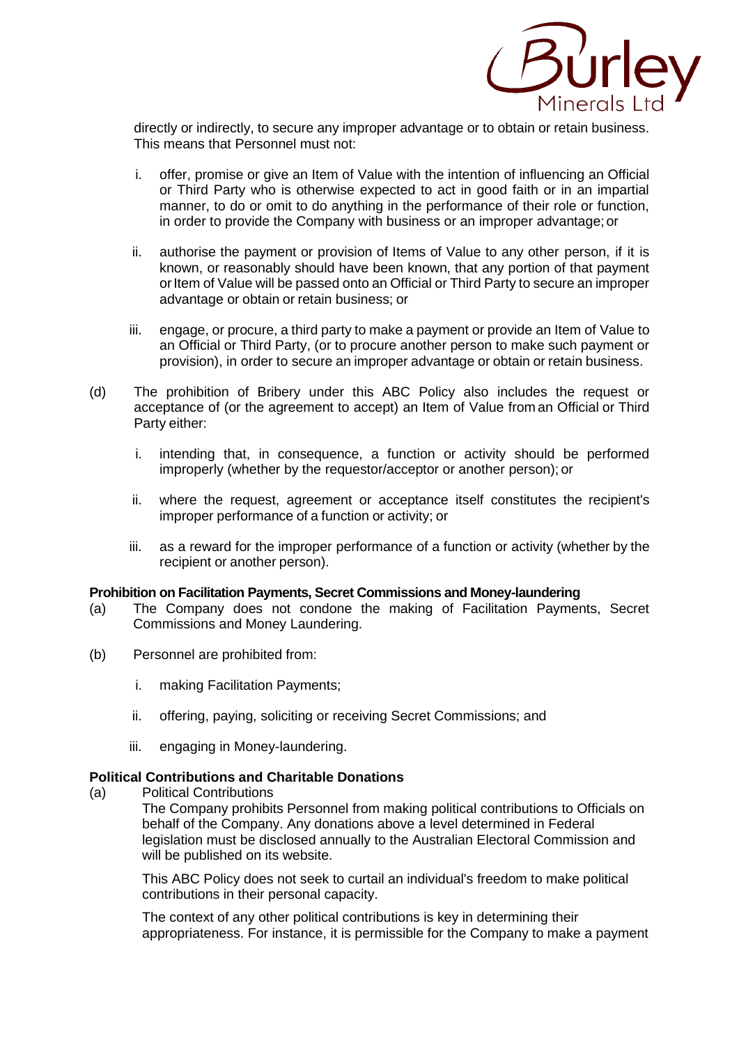directly or indirectly, to secure any improper advantage or to obtain or retain business. This means that Personnel must not:

i. offer, promise or give an Item of Value with the intention of influencing an Official or Third Party who is otherwise expected to act in good faith or in an impartial manner, to do or omit to do anything in the performance of their role or function, in order to provide the Company with business or an improper advantage; or

ii. authorise the payment or provision of Items of Value to any other person, if it is known, or reasonably should have been known, that any portion of that payment or Item of Value will be passed onto an Official or Third Party to secure an improper advantage or obtain or retain business; or

iii. engage, or procure, a third party to make a payment or provide an Item of Value to an Official or Third Party, (or to procure another person to make such payment or provision), in order to secure an improper advantage or obtain or retain business.

(d) The prohibition of Bribery under this ABC Policy also includes the request or acceptance of (or the agreement to accept) an Item of Value from an Official or Third Party either:

i. intending that, in consequence, a function or activity should be performed improperly (whether by the requestor/acceptor or another person); or

ii. where the request, agreement or acceptance itself constitutes the recipient's improper performance of a function or activity; or

iii. as a reward for the improper performance of a function or activity (whether by the recipient or another person).

**Prohibition on Facilitation Payments, Secret Commissions and Money-laundering**

(a) The Company does not condone the making of Facilitation Payments, Secret Commissions and Money Laundering.

(b) Personnel are prohibited from:

i. making Facilitation Payments;

ii. offering, paying, soliciting or receiving Secret Commissions; and

iii. engaging in Money-laundering.

**Political Contributions and Charitable Donations**

(a) Political Contributions

The Company prohibits Personnel from making political contributions to Officials on behalf of the Company. Any donations above a level determined in Federal legislation must be disclosed annually to the Australian Electoral Commission and will be published on its website.

This ABC Policy does not seek to curtail an individual's freedom to make political contributions in their personal capacity.

The context of any other political contributions is key in determining their appropriateness. For instance, it is permissible for the Company to make a payment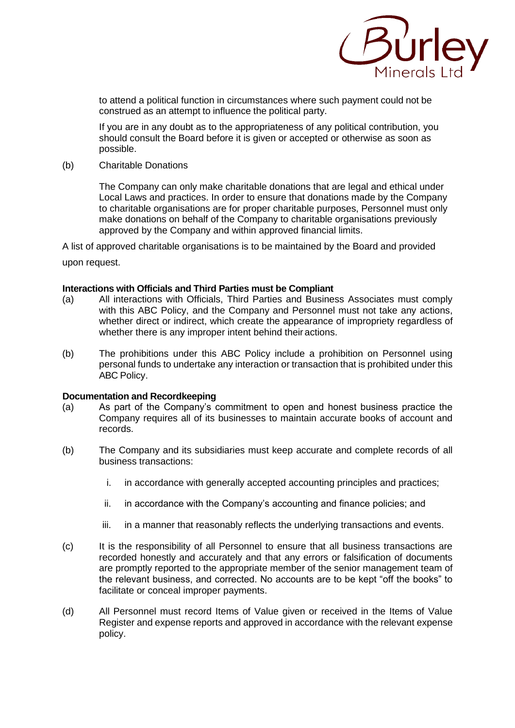to attend a political function in circumstances where such payment could not be construed as an attempt to influence the political party.

If you are in any doubt as to the appropriateness of any political contribution, you should consult the Board before it is given or accepted or otherwise as soon as possible.

(b) Charitable Donations

The Company can only make charitable donations that are legal and ethical under Local Laws and practices. In order to ensure that donations made by the Company to charitable organisations are for proper charitable purposes, Personnel must only make donations on behalf of the Company to charitable organisations previously approved by the Company and within approved financial limits.

A list of approved charitable organisations is to be maintained by the Board and provided upon request.

**Interactions with Officials and Third Parties must be Compliant**

(a) All interactions with Officials, Third Parties and Business Associates must comply with this ABC Policy, and the Company and Personnel must not take any actions, whether direct or indirect, which create the appearance of impropriety regardless of whether there is any improper intent behind their actions.

(b) The prohibitions under this ABC Policy include a prohibition on Personnel using personal funds to undertake any interaction or transaction that is prohibited under this ABC Policy.

**Documentation and Recordkeeping**

(a) As part of the Company's commitment to open and honest business practice the Company requires all of its businesses to maintain accurate books of account and records.

(b) The Company and its subsidiaries must keep accurate and complete records of all business transactions:

   i. in accordance with generally accepted accounting principles and practices;

   ii. in accordance with the Company's accounting and finance policies; and

   iii. in a manner that reasonably reflects the underlying transactions and events.

(c) It is the responsibility of all Personnel to ensure that all business transactions are recorded honestly and accurately and that any errors or falsification of documents are promptly reported to the appropriate member of the senior management team of the relevant business, and corrected. No accounts are to be kept "off the books" to facilitate or conceal improper payments.

(d) All Personnel must record Items of Value given or received in the Items of Value Register and expense reports and approved in accordance with the relevant expense policy.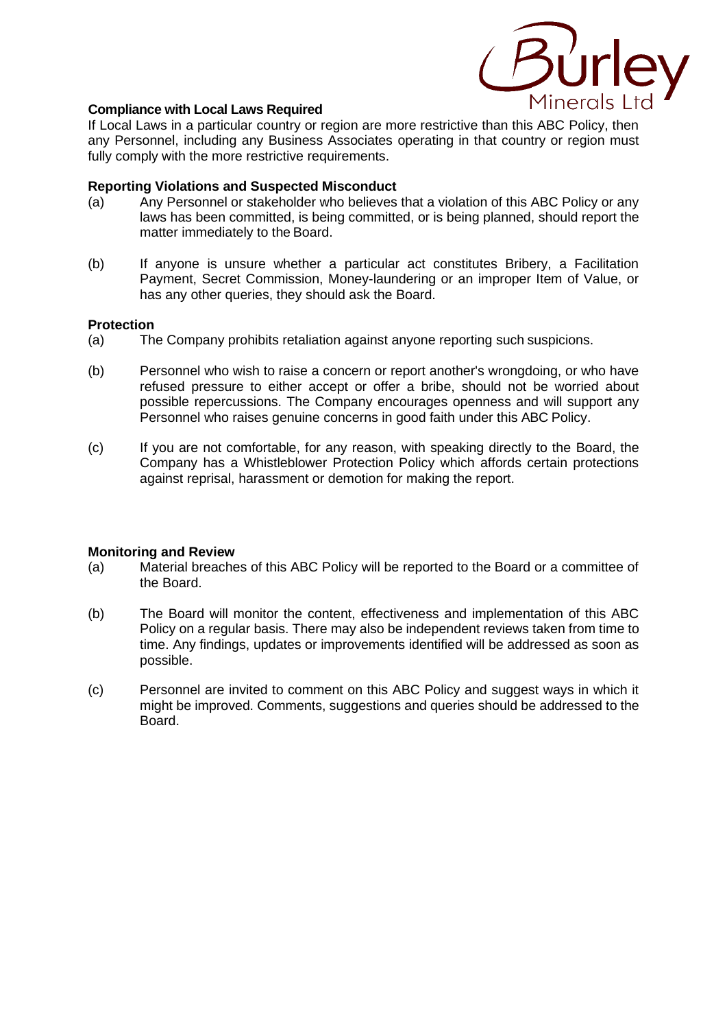**Compliance with Local Laws Required**

If Local Laws in a particular country or region are more restrictive than this ABC Policy, then any Personnel, including any Business Associates operating in that country or region must fully comply with the more restrictive requirements.

**Reporting Violations and Suspected Misconduct**

(a) Any Personnel or stakeholder who believes that a violation of this ABC Policy or any laws has been committed, is being committed, or is being planned, should report the matter immediately to the Board.

(b) If anyone is unsure whether a particular act constitutes Bribery, a Facilitation Payment, Secret Commission, Money-laundering or an improper Item of Value, or has any other queries, they should ask the Board.

**Protection**

(a) The Company prohibits retaliation against anyone reporting such suspicions.

(b) Personnel who wish to raise a concern or report another's wrongdoing, or who have refused pressure to either accept or offer a bribe, should not be worried about possible repercussions. The Company encourages openness and will support any Personnel who raises genuine concerns in good faith under this ABC Policy.

(c) If you are not comfortable, for any reason, with speaking directly to the Board, the Company has a Whistleblower Protection Policy which affords certain protections against reprisal, harassment or demotion for making the report.

**Monitoring and Review**

(a) Material breaches of this ABC Policy will be reported to the Board or a committee of the Board.

(b) The Board will monitor the content, effectiveness and implementation of this ABC Policy on a regular basis. There may also be independent reviews taken from time to time. Any findings, updates or improvements identified will be addressed as soon as possible.

(c) Personnel are invited to comment on this ABC Policy and suggest ways in which it might be improved. Comments, suggestions and queries should be addressed to the Board.